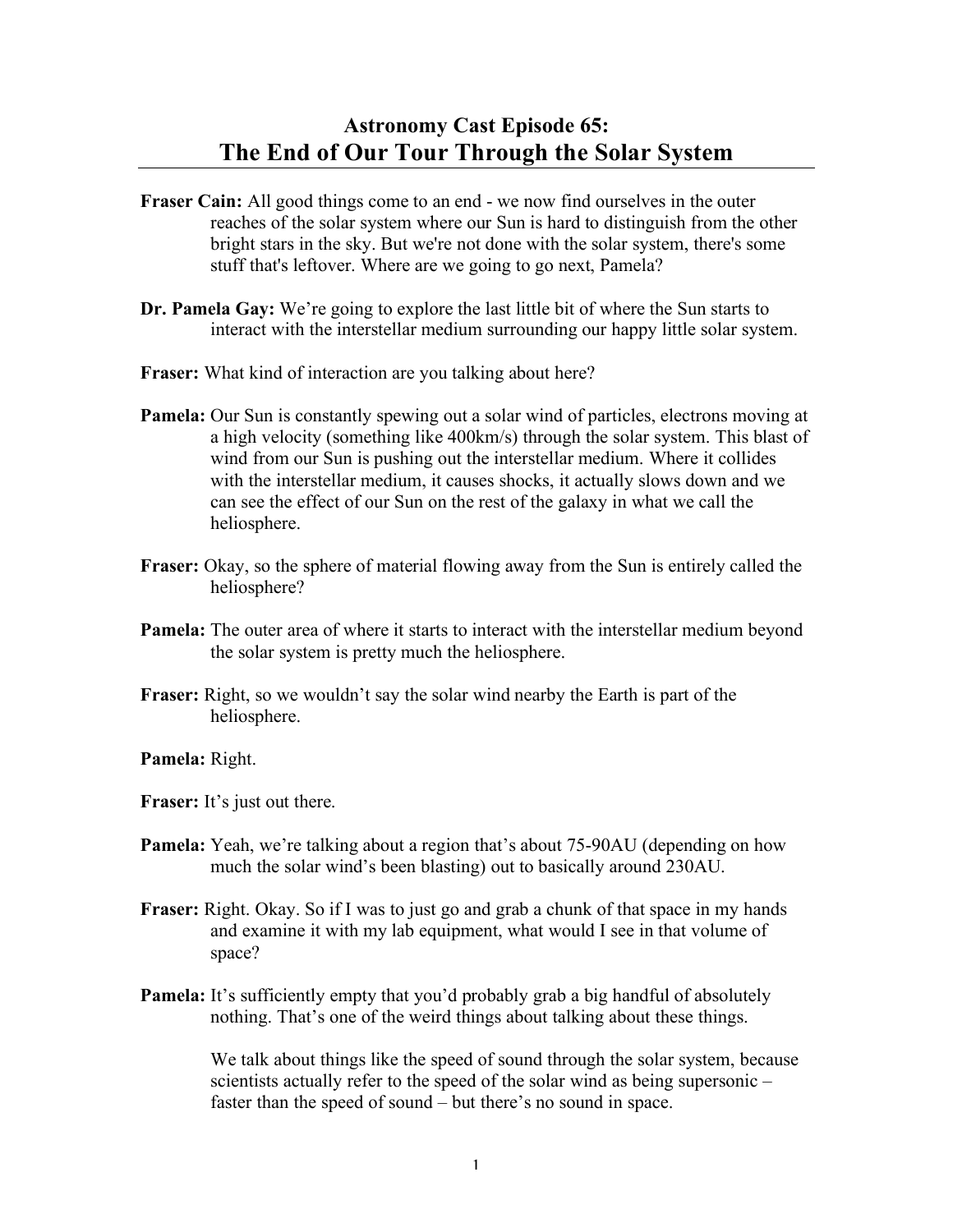# Astronomy Cast Episode 65:
# The End of Our Tour Through the Solar System

**Fraser Cain:** All good things come to an end - we now find ourselves in the outer reaches of the solar system where our Sun is hard to distinguish from the other bright stars in the sky. But we're not done with the solar system, there's some stuff that's leftover. Where are we going to go next, Pamela?

**Dr. Pamela Gay:** We're going to explore the last little bit of where the Sun starts to interact with the interstellar medium surrounding our happy little solar system.

**Fraser:** What kind of interaction are you talking about here?

**Pamela:** Our Sun is constantly spewing out a solar wind of particles, electrons moving at a high velocity (something like 400km/s) through the solar system. This blast of wind from our Sun is pushing out the interstellar medium. Where it collides with the interstellar medium, it causes shocks, it actually slows down and we can see the effect of our Sun on the rest of the galaxy in what we call the heliosphere.

**Fraser:** Okay, so the sphere of material flowing away from the Sun is entirely called the heliosphere?

**Pamela:** The outer area of where it starts to interact with the interstellar medium beyond the solar system is pretty much the heliosphere.

**Fraser:** Right, so we wouldn't say the solar wind nearby the Earth is part of the heliosphere.

**Pamela:** Right.

**Fraser:** It's just out there.

**Pamela:** Yeah, we're talking about a region that's about 75-90AU (depending on how much the solar wind's been blasting) out to basically around 230AU.

**Fraser:** Right. Okay. So if I was to just go and grab a chunk of that space in my hands and examine it with my lab equipment, what would I see in that volume of space?

**Pamela:** It's sufficiently empty that you'd probably grab a big handful of absolutely nothing. That's one of the weird things about talking about these things.

We talk about things like the speed of sound through the solar system, because scientists actually refer to the speed of the solar wind as being supersonic – faster than the speed of sound – but there's no sound in space.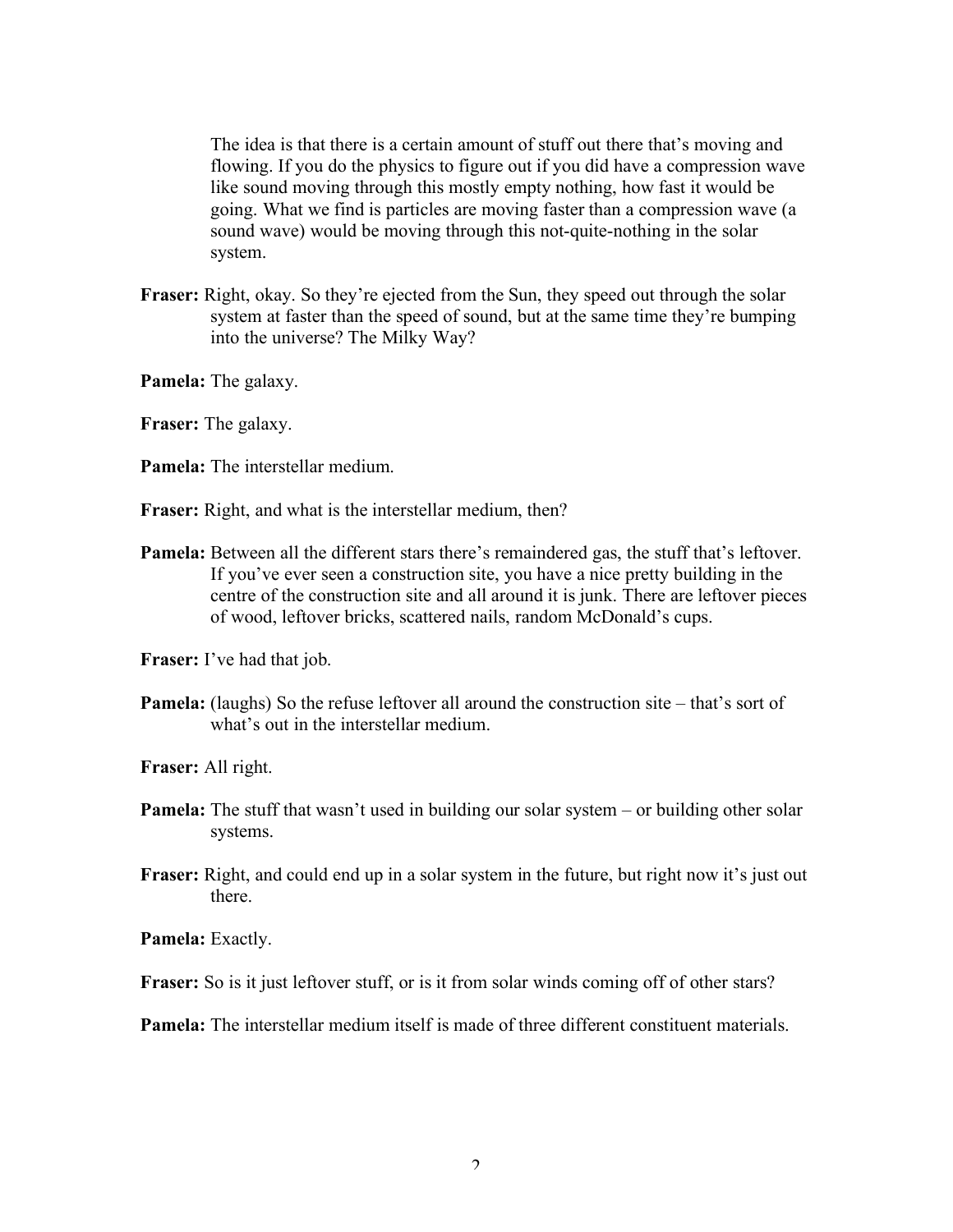The idea is that there is a certain amount of stuff out there that's moving and flowing. If you do the physics to figure out if you did have a compression wave like sound moving through this mostly empty nothing, how fast it would be going. What we find is particles are moving faster than a compression wave (a sound wave) would be moving through this not-quite-nothing in the solar system.

**Fraser:** Right, okay. So they're ejected from the Sun, they speed out through the solar system at faster than the speed of sound, but at the same time they're bumping into the universe? The Milky Way?

**Pamela:** The galaxy.

**Fraser:** The galaxy.

**Pamela:** The interstellar medium.

**Fraser:** Right, and what is the interstellar medium, then?

**Pamela:** Between all the different stars there's remaindered gas, the stuff that's leftover. If you've ever seen a construction site, you have a nice pretty building in the centre of the construction site and all around it is junk. There are leftover pieces of wood, leftover bricks, scattered nails, random McDonald's cups.

**Fraser:** I've had that job.

**Pamela:** (laughs) So the refuse leftover all around the construction site – that's sort of what's out in the interstellar medium.

**Fraser:** All right.

**Pamela:** The stuff that wasn't used in building our solar system – or building other solar systems.

**Fraser:** Right, and could end up in a solar system in the future, but right now it's just out there.

**Pamela:** Exactly.

**Fraser:** So is it just leftover stuff, or is it from solar winds coming off of other stars?

**Pamela:** The interstellar medium itself is made of three different constituent materials.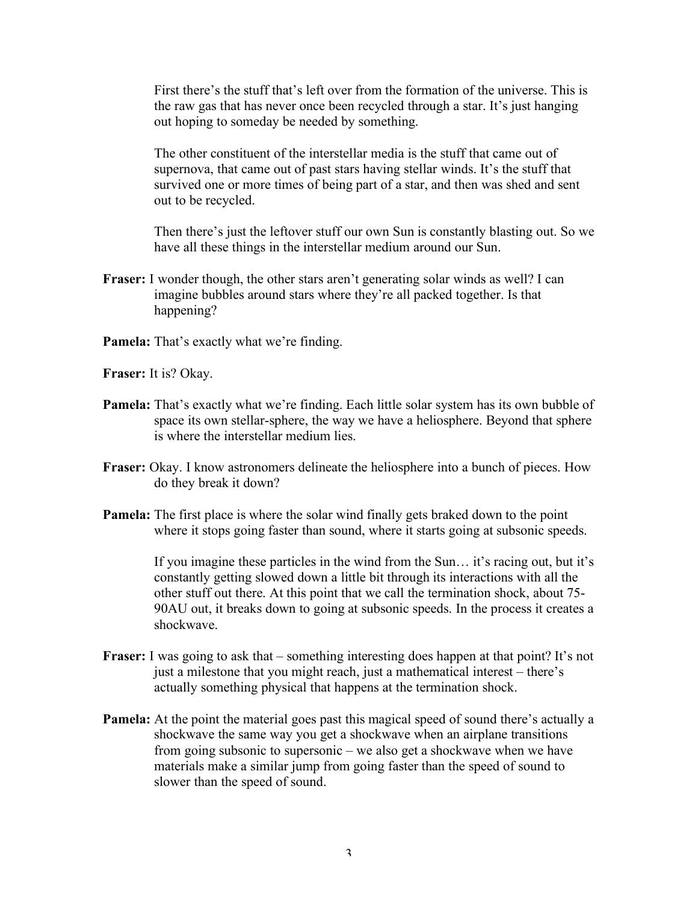First there's the stuff that's left over from the formation of the universe. This is the raw gas that has never once been recycled through a star. It's just hanging out hoping to someday be needed by something.

The other constituent of the interstellar media is the stuff that came out of supernova, that came out of past stars having stellar winds. It's the stuff that survived one or more times of being part of a star, and then was shed and sent out to be recycled.

Then there's just the leftover stuff our own Sun is constantly blasting out. So we have all these things in the interstellar medium around our Sun.

**Fraser:** I wonder though, the other stars aren't generating solar winds as well? I can imagine bubbles around stars where they're all packed together. Is that happening?

**Pamela:** That's exactly what we're finding.

**Fraser:** It is? Okay.

**Pamela:** That's exactly what we're finding. Each little solar system has its own bubble of space its own stellar-sphere, the way we have a heliosphere. Beyond that sphere is where the interstellar medium lies.

**Fraser:** Okay. I know astronomers delineate the heliosphere into a bunch of pieces. How do they break it down?

**Pamela:** The first place is where the solar wind finally gets braked down to the point where it stops going faster than sound, where it starts going at subsonic speeds.

If you imagine these particles in the wind from the Sun… it's racing out, but it's constantly getting slowed down a little bit through its interactions with all the other stuff out there. At this point that we call the termination shock, about 75-90AU out, it breaks down to going at subsonic speeds. In the process it creates a shockwave.

**Fraser:** I was going to ask that – something interesting does happen at that point? It's not just a milestone that you might reach, just a mathematical interest – there's actually something physical that happens at the termination shock.

**Pamela:** At the point the material goes past this magical speed of sound there's actually a shockwave the same way you get a shockwave when an airplane transitions from going subsonic to supersonic – we also get a shockwave when we have materials make a similar jump from going faster than the speed of sound to slower than the speed of sound.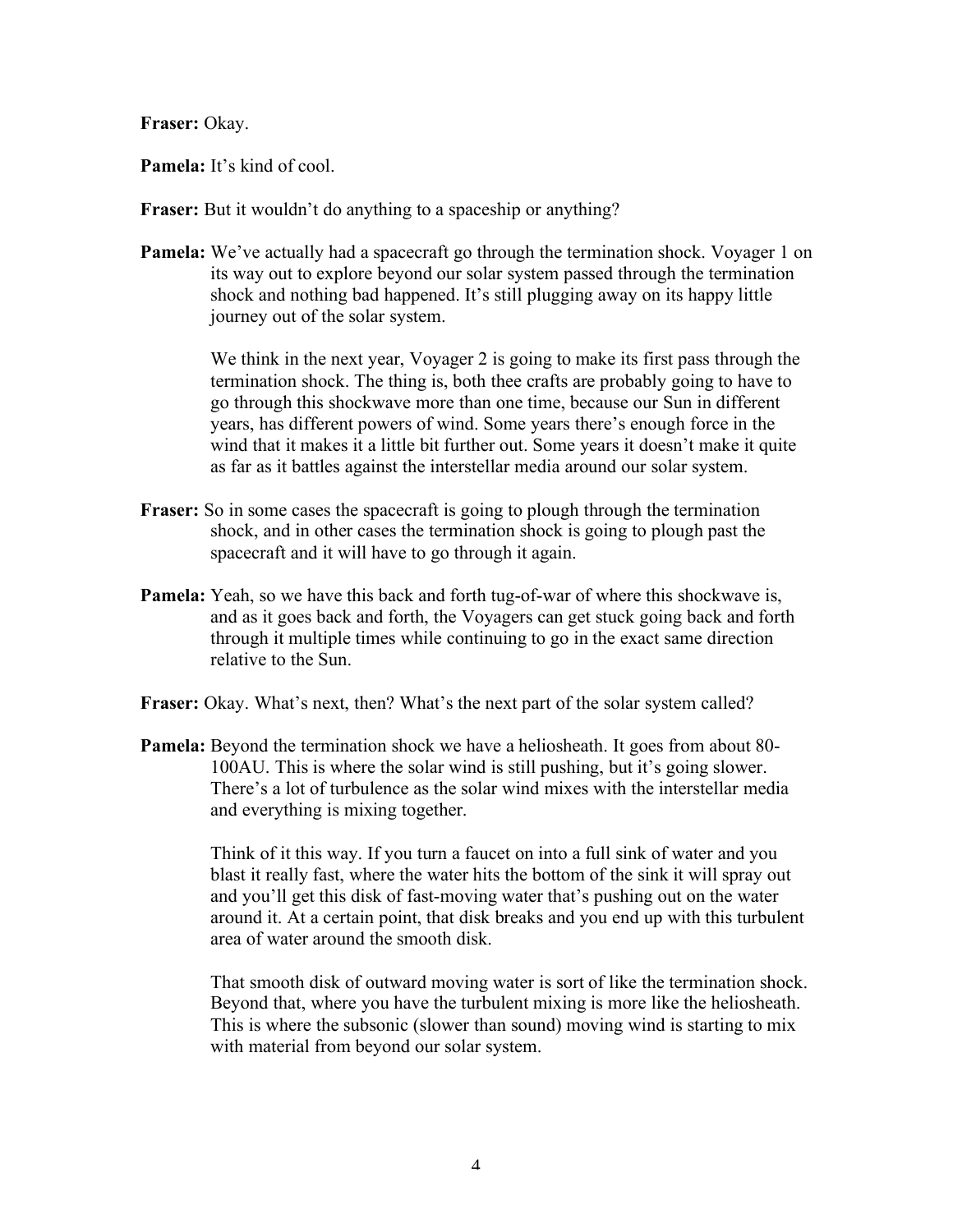**Fraser:** Okay.

**Pamela:** It's kind of cool.

**Fraser:** But it wouldn't do anything to a spaceship or anything?

**Pamela:** We've actually had a spacecraft go through the termination shock. Voyager 1 on its way out to explore beyond our solar system passed through the termination shock and nothing bad happened. It's still plugging away on its happy little journey out of the solar system.

We think in the next year, Voyager 2 is going to make its first pass through the termination shock. The thing is, both thee crafts are probably going to have to go through this shockwave more than one time, because our Sun in different years, has different powers of wind. Some years there's enough force in the wind that it makes it a little bit further out. Some years it doesn't make it quite as far as it battles against the interstellar media around our solar system.

**Fraser:** So in some cases the spacecraft is going to plough through the termination shock, and in other cases the termination shock is going to plough past the spacecraft and it will have to go through it again.

**Pamela:** Yeah, so we have this back and forth tug-of-war of where this shockwave is, and as it goes back and forth, the Voyagers can get stuck going back and forth through it multiple times while continuing to go in the exact same direction relative to the Sun.

**Fraser:** Okay. What's next, then? What's the next part of the solar system called?

**Pamela:** Beyond the termination shock we have a heliosheath. It goes from about 80-100AU. This is where the solar wind is still pushing, but it's going slower. There's a lot of turbulence as the solar wind mixes with the interstellar media and everything is mixing together.

Think of it this way. If you turn a faucet on into a full sink of water and you blast it really fast, where the water hits the bottom of the sink it will spray out and you'll get this disk of fast-moving water that's pushing out on the water around it. At a certain point, that disk breaks and you end up with this turbulent area of water around the smooth disk.

That smooth disk of outward moving water is sort of like the termination shock. Beyond that, where you have the turbulent mixing is more like the heliosheath. This is where the subsonic (slower than sound) moving wind is starting to mix with material from beyond our solar system.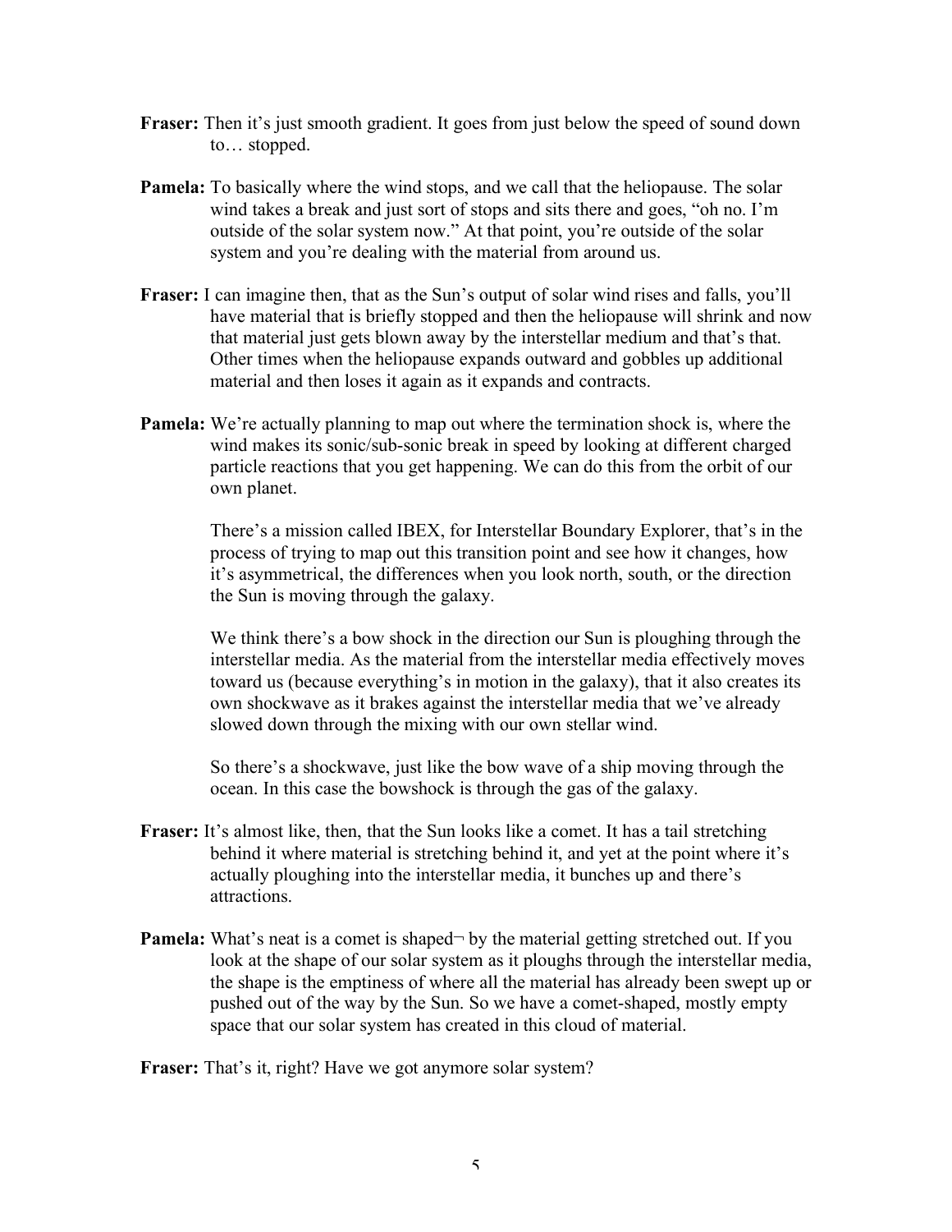**Fraser:** Then it's just smooth gradient. It goes from just below the speed of sound down to… stopped.

**Pamela:** To basically where the wind stops, and we call that the heliopause. The solar wind takes a break and just sort of stops and sits there and goes, "oh no. I'm outside of the solar system now." At that point, you're outside of the solar system and you're dealing with the material from around us.

**Fraser:** I can imagine then, that as the Sun's output of solar wind rises and falls, you'll have material that is briefly stopped and then the heliopause will shrink and now that material just gets blown away by the interstellar medium and that's that. Other times when the heliopause expands outward and gobbles up additional material and then loses it again as it expands and contracts.

**Pamela:** We're actually planning to map out where the termination shock is, where the wind makes its sonic/sub-sonic break in speed by looking at different charged particle reactions that you get happening. We can do this from the orbit of our own planet.

There's a mission called IBEX, for Interstellar Boundary Explorer, that's in the process of trying to map out this transition point and see how it changes, how it's asymmetrical, the differences when you look north, south, or the direction the Sun is moving through the galaxy.

We think there's a bow shock in the direction our Sun is ploughing through the interstellar media. As the material from the interstellar media effectively moves toward us (because everything's in motion in the galaxy), that it also creates its own shockwave as it brakes against the interstellar media that we've already slowed down through the mixing with our own stellar wind.

So there's a shockwave, just like the bow wave of a ship moving through the ocean. In this case the bowshock is through the gas of the galaxy.

**Fraser:** It's almost like, then, that the Sun looks like a comet. It has a tail stretching behind it where material is stretching behind it, and yet at the point where it's actually ploughing into the interstellar media, it bunches up and there's attractions.

**Pamela:** What's neat is a comet is shaped¬ by the material getting stretched out. If you look at the shape of our solar system as it ploughs through the interstellar media, the shape is the emptiness of where all the material has already been swept up or pushed out of the way by the Sun. So we have a comet-shaped, mostly empty space that our solar system has created in this cloud of material.

**Fraser:** That's it, right? Have we got anymore solar system?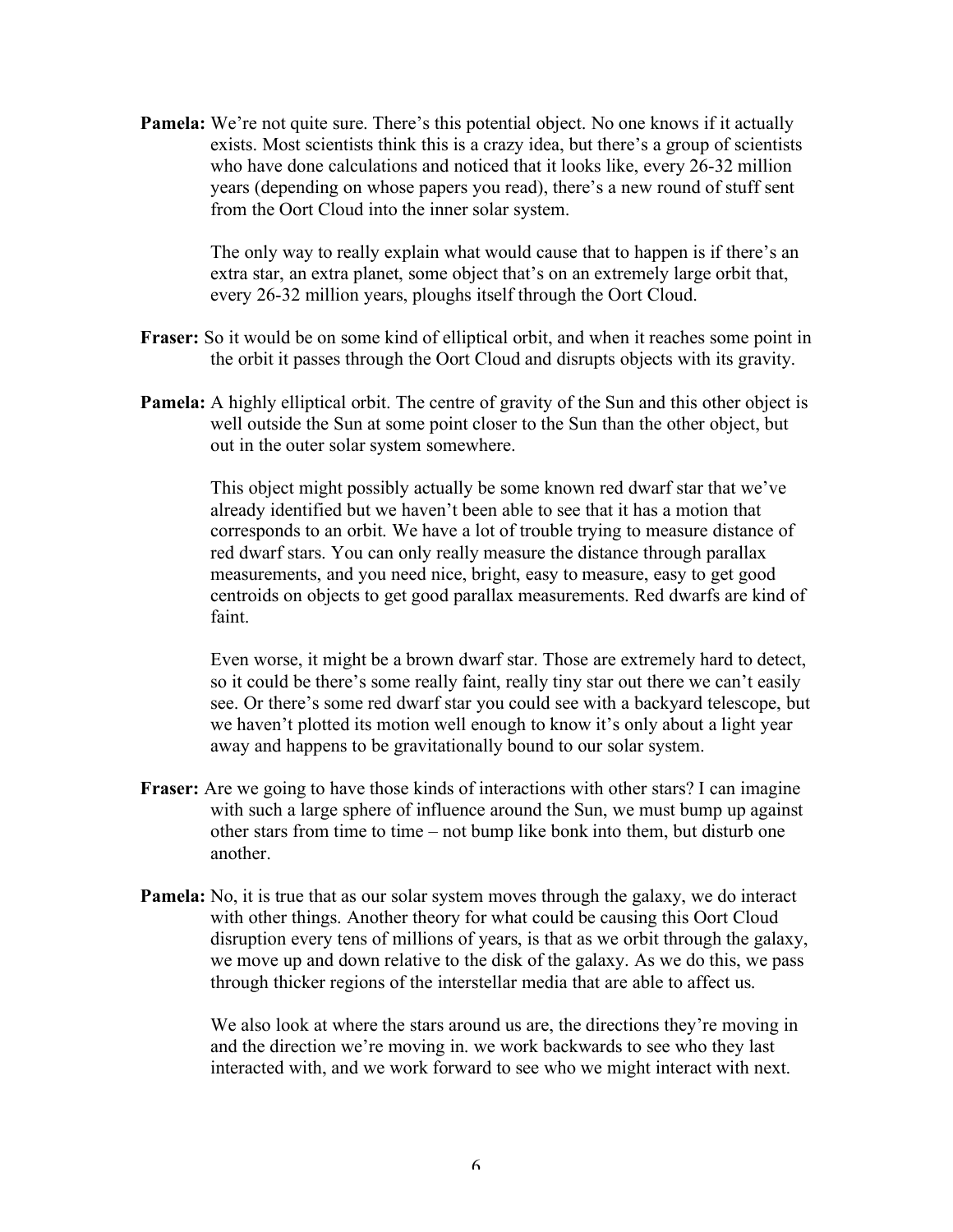**Pamela:** We're not quite sure. There's this potential object. No one knows if it actually exists. Most scientists think this is a crazy idea, but there's a group of scientists who have done calculations and noticed that it looks like, every 26-32 million years (depending on whose papers you read), there's a new round of stuff sent from the Oort Cloud into the inner solar system.

The only way to really explain what would cause that to happen is if there's an extra star, an extra planet, some object that's on an extremely large orbit that, every 26-32 million years, ploughs itself through the Oort Cloud.

**Fraser:** So it would be on some kind of elliptical orbit, and when it reaches some point in the orbit it passes through the Oort Cloud and disrupts objects with its gravity.

**Pamela:** A highly elliptical orbit. The centre of gravity of the Sun and this other object is well outside the Sun at some point closer to the Sun than the other object, but out in the outer solar system somewhere.

This object might possibly actually be some known red dwarf star that we've already identified but we haven't been able to see that it has a motion that corresponds to an orbit. We have a lot of trouble trying to measure distance of red dwarf stars. You can only really measure the distance through parallax measurements, and you need nice, bright, easy to measure, easy to get good centroids on objects to get good parallax measurements. Red dwarfs are kind of faint.

Even worse, it might be a brown dwarf star. Those are extremely hard to detect, so it could be there's some really faint, really tiny star out there we can't easily see. Or there's some red dwarf star you could see with a backyard telescope, but we haven't plotted its motion well enough to know it's only about a light year away and happens to be gravitationally bound to our solar system.

**Fraser:** Are we going to have those kinds of interactions with other stars? I can imagine with such a large sphere of influence around the Sun, we must bump up against other stars from time to time – not bump like bonk into them, but disturb one another.

**Pamela:** No, it is true that as our solar system moves through the galaxy, we do interact with other things. Another theory for what could be causing this Oort Cloud disruption every tens of millions of years, is that as we orbit through the galaxy, we move up and down relative to the disk of the galaxy. As we do this, we pass through thicker regions of the interstellar media that are able to affect us.

We also look at where the stars around us are, the directions they're moving in and the direction we're moving in. we work backwards to see who they last interacted with, and we work forward to see who we might interact with next.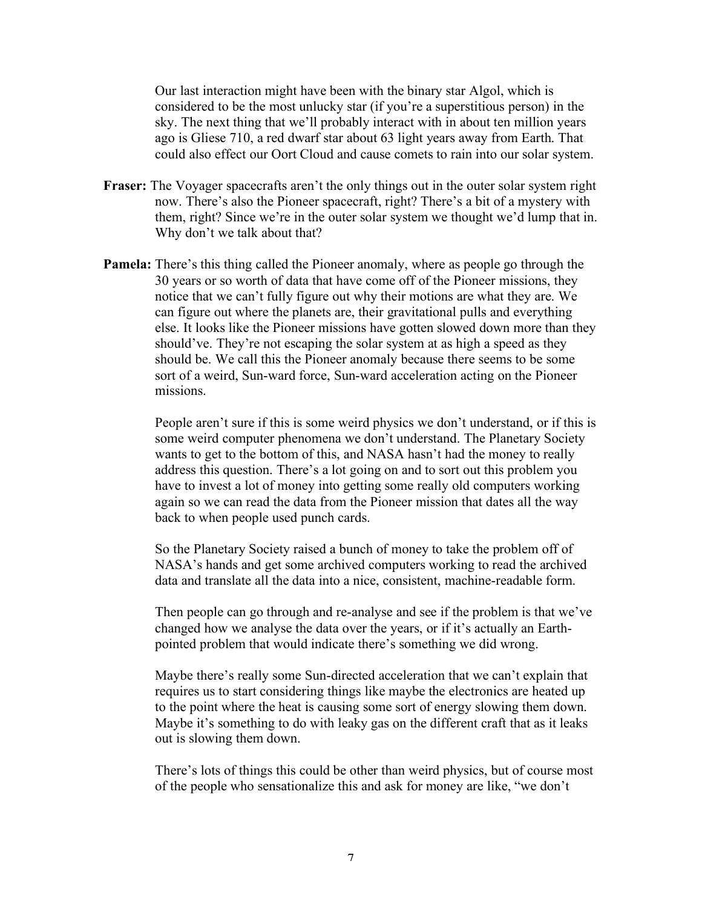Our last interaction might have been with the binary star Algol, which is considered to be the most unlucky star (if you're a superstitious person) in the sky. The next thing that we'll probably interact with in about ten million years ago is Gliese 710, a red dwarf star about 63 light years away from Earth. That could also effect our Oort Cloud and cause comets to rain into our solar system.

**Fraser:** The Voyager spacecrafts aren't the only things out in the outer solar system right now. There's also the Pioneer spacecraft, right? There's a bit of a mystery with them, right? Since we're in the outer solar system we thought we'd lump that in. Why don't we talk about that?

**Pamela:** There's this thing called the Pioneer anomaly, where as people go through the 30 years or so worth of data that have come off of the Pioneer missions, they notice that we can't fully figure out why their motions are what they are. We can figure out where the planets are, their gravitational pulls and everything else. It looks like the Pioneer missions have gotten slowed down more than they should've. They're not escaping the solar system at as high a speed as they should be. We call this the Pioneer anomaly because there seems to be some sort of a weird, Sun-ward force, Sun-ward acceleration acting on the Pioneer missions.

People aren't sure if this is some weird physics we don't understand, or if this is some weird computer phenomena we don't understand. The Planetary Society wants to get to the bottom of this, and NASA hasn't had the money to really address this question. There's a lot going on and to sort out this problem you have to invest a lot of money into getting some really old computers working again so we can read the data from the Pioneer mission that dates all the way back to when people used punch cards.

So the Planetary Society raised a bunch of money to take the problem off of NASA's hands and get some archived computers working to read the archived data and translate all the data into a nice, consistent, machine-readable form.

Then people can go through and re-analyse and see if the problem is that we've changed how we analyse the data over the years, or if it's actually an Earth-pointed problem that would indicate there's something we did wrong.

Maybe there's really some Sun-directed acceleration that we can't explain that requires us to start considering things like maybe the electronics are heated up to the point where the heat is causing some sort of energy slowing them down. Maybe it's something to do with leaky gas on the different craft that as it leaks out is slowing them down.

There's lots of things this could be other than weird physics, but of course most of the people who sensationalize this and ask for money are like, "we don't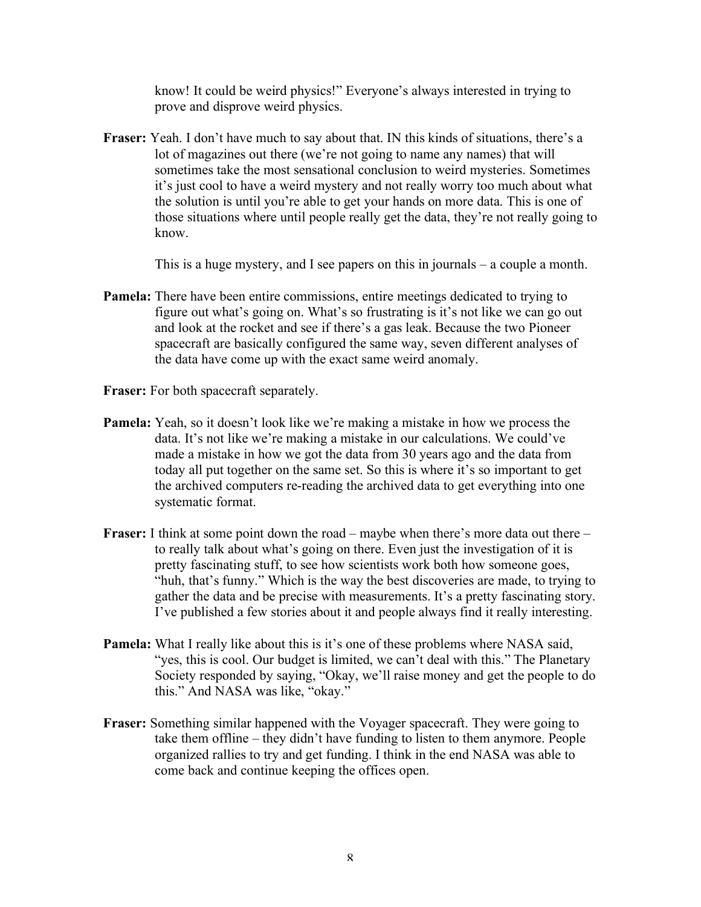know! It could be weird physics!" Everyone's always interested in trying to prove and disprove weird physics.

**Fraser:** Yeah. I don't have much to say about that. IN this kinds of situations, there's a lot of magazines out there (we're not going to name any names) that will sometimes take the most sensational conclusion to weird mysteries. Sometimes it's just cool to have a weird mystery and not really worry too much about what the solution is until you're able to get your hands on more data. This is one of those situations where until people really get the data, they're not really going to know.

This is a huge mystery, and I see papers on this in journals – a couple a month.

**Pamela:** There have been entire commissions, entire meetings dedicated to trying to figure out what's going on. What's so frustrating is it's not like we can go out and look at the rocket and see if there's a gas leak. Because the two Pioneer spacecraft are basically configured the same way, seven different analyses of the data have come up with the exact same weird anomaly.

**Fraser:** For both spacecraft separately.

**Pamela:** Yeah, so it doesn't look like we're making a mistake in how we process the data. It's not like we're making a mistake in our calculations. We could've made a mistake in how we got the data from 30 years ago and the data from today all put together on the same set. So this is where it's so important to get the archived computers re-reading the archived data to get everything into one systematic format.

**Fraser:** I think at some point down the road – maybe when there's more data out there – to really talk about what's going on there. Even just the investigation of it is pretty fascinating stuff, to see how scientists work both how someone goes, "huh, that's funny." Which is the way the best discoveries are made, to trying to gather the data and be precise with measurements. It's a pretty fascinating story. I've published a few stories about it and people always find it really interesting.

**Pamela:** What I really like about this is it's one of these problems where NASA said, "yes, this is cool. Our budget is limited, we can't deal with this." The Planetary Society responded by saying, "Okay, we'll raise money and get the people to do this." And NASA was like, "okay."

**Fraser:** Something similar happened with the Voyager spacecraft. They were going to take them offline – they didn't have funding to listen to them anymore. People organized rallies to try and get funding. I think in the end NASA was able to come back and continue keeping the offices open.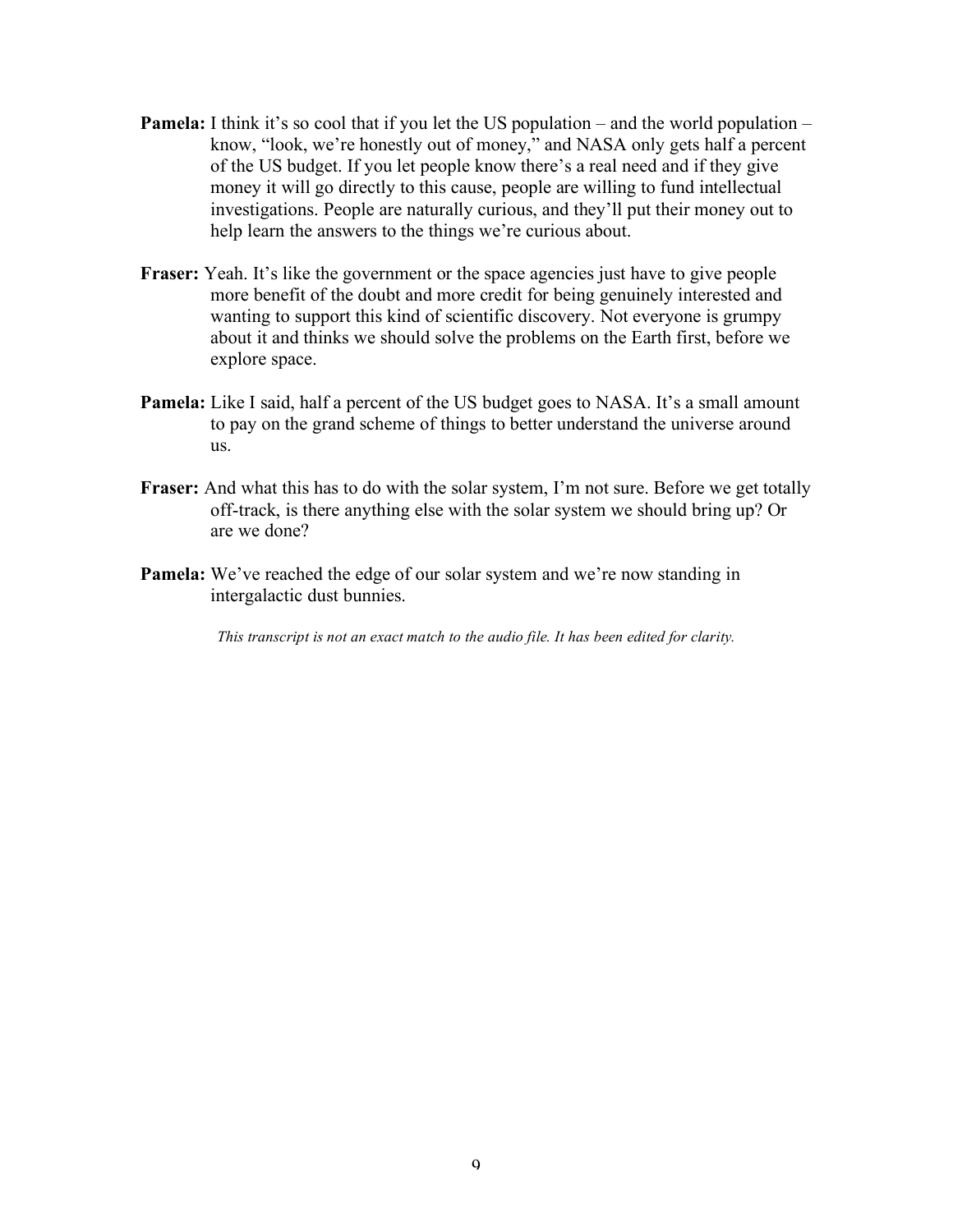**Pamela:** I think it's so cool that if you let the US population – and the world population – know, "look, we're honestly out of money," and NASA only gets half a percent of the US budget. If you let people know there's a real need and if they give money it will go directly to this cause, people are willing to fund intellectual investigations. People are naturally curious, and they'll put their money out to help learn the answers to the things we're curious about.

**Fraser:** Yeah. It's like the government or the space agencies just have to give people more benefit of the doubt and more credit for being genuinely interested and wanting to support this kind of scientific discovery. Not everyone is grumpy about it and thinks we should solve the problems on the Earth first, before we explore space.

**Pamela:** Like I said, half a percent of the US budget goes to NASA. It's a small amount to pay on the grand scheme of things to better understand the universe around us.

**Fraser:** And what this has to do with the solar system, I'm not sure. Before we get totally off-track, is there anything else with the solar system we should bring up? Or are we done?

**Pamela:** We've reached the edge of our solar system and we're now standing in intergalactic dust bunnies.

*This transcript is not an exact match to the audio file. It has been edited for clarity.*